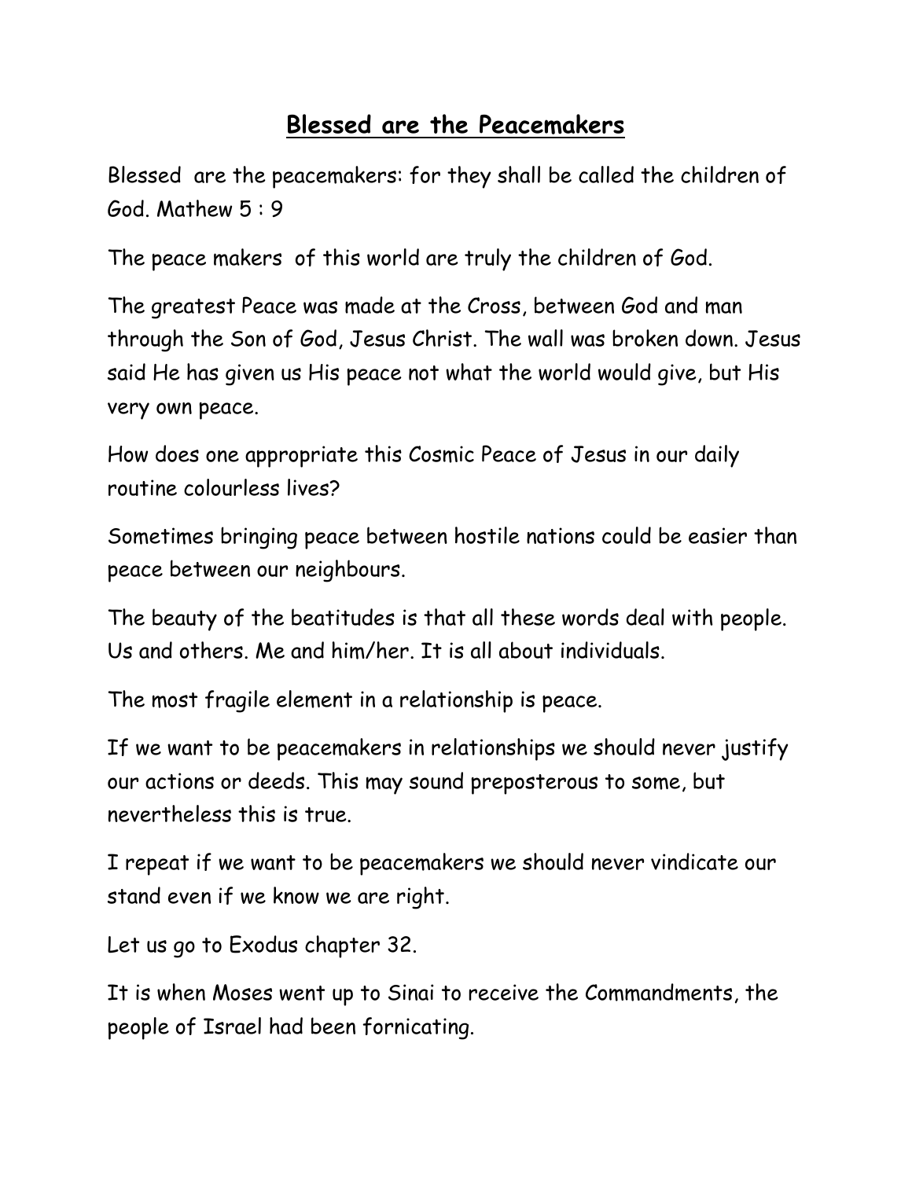# Blessed are the Peacemakers

Blessed  are the peacemakers: for they shall be called the children of God. Mathew 5 : 9

The peace makers  of this world are truly the children of God.

The greatest Peace was made at the Cross, between God and man through the Son of God, Jesus Christ. The wall was broken down. Jesus said He has given us His peace not what the world would give, but His very own peace.

How does one appropriate this Cosmic Peace of Jesus in our daily routine colourless lives?

Sometimes bringing peace between hostile nations could be easier than peace between our neighbours.

The beauty of the beatitudes is that all these words deal with people. Us and others. Me and him/her. It is all about individuals.

The most fragile element in a relationship is peace.

If we want to be peacemakers in relationships we should never justify our actions or deeds. This may sound preposterous to some, but nevertheless this is true.

I repeat if we want to be peacemakers we should never vindicate our stand even if we know we are right.

Let us go to Exodus chapter 32.

It is when Moses went up to Sinai to receive the Commandments, the people of Israel had been fornicating.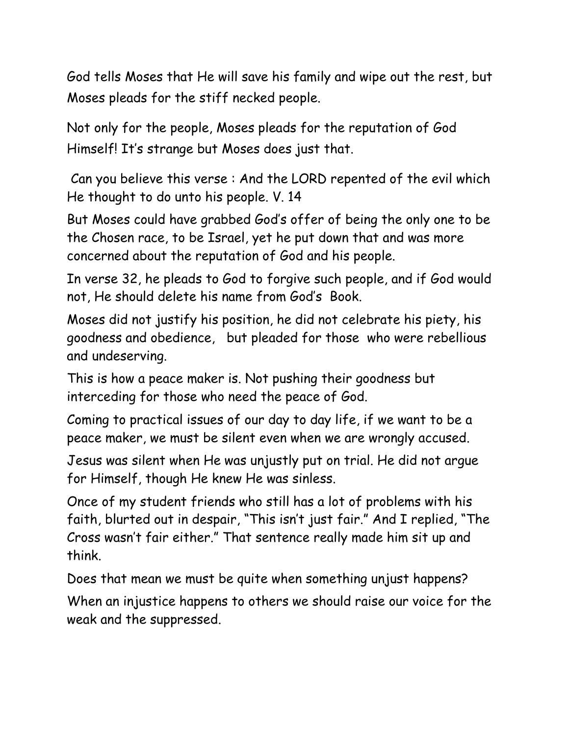God tells Moses that He will save his family and wipe out the rest, but Moses pleads for the stiff necked people.

Not only for the people, Moses pleads for the reputation of God Himself! It's strange but Moses does just that.

Can you believe this verse : And the LORD repented of the evil which He thought to do unto his people. V. 14

But Moses could have grabbed God's offer of being the only one to be the Chosen race, to be Israel, yet he put down that and was more concerned about the reputation of God and his people.

In verse 32, he pleads to God to forgive such people, and if God would not, He should delete his name from God's Book.

Moses did not justify his position, he did not celebrate his piety, his goodness and obedience, but pleaded for those who were rebellious and undeserving.

This is how a peace maker is. Not pushing their goodness but interceding for those who need the peace of God.

Coming to practical issues of our day to day life, if we want to be a peace maker, we must be silent even when we are wrongly accused.

Jesus was silent when He was unjustly put on trial. He did not argue for Himself, though He knew He was sinless.

Once of my student friends who still has a lot of problems with his faith, blurted out in despair, "This isn't just fair." And I replied, "The Cross wasn't fair either." That sentence really made him sit up and think.

Does that mean we must be quite when something unjust happens?

When an injustice happens to others we should raise our voice for the weak and the suppressed.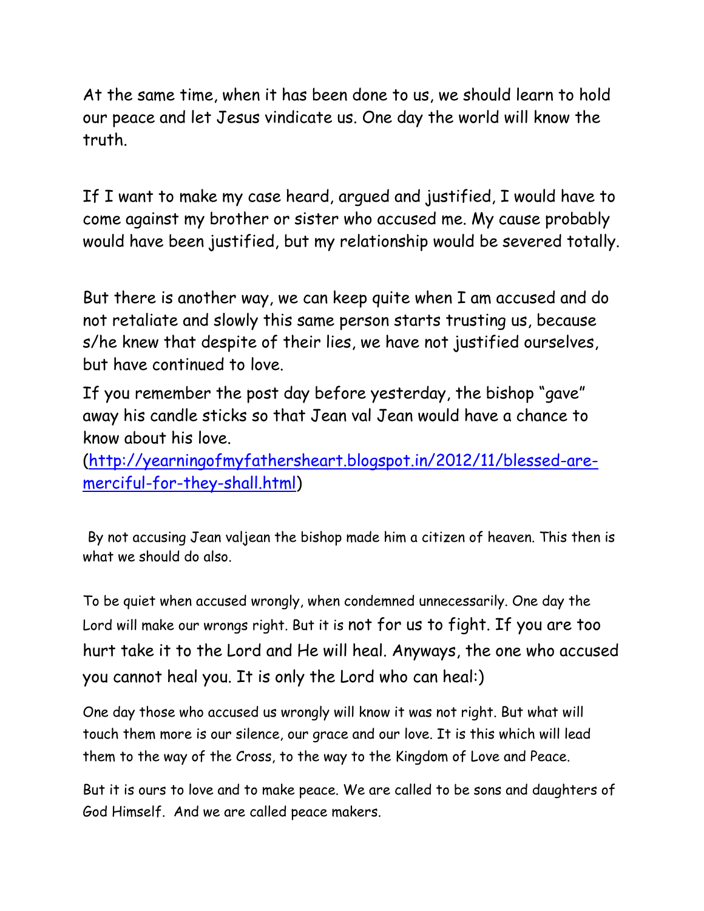At the same time, when it has been done to us, we should learn to hold our peace and let Jesus vindicate us. One day the world will know the truth.

If I want to make my case heard, argued and justified, I would have to come against my brother or sister who accused me. My cause probably would have been justified, but my relationship would be severed totally.

But there is another way, we can keep quite when I am accused and do not retaliate and slowly this same person starts trusting us, because s/he knew that despite of their lies, we have not justified ourselves, but have continued to love.

If you remember the post day before yesterday, the bishop "gave" away his candle sticks so that Jean val Jean would have a chance to know about his love. (http://yearningofmyfathersheart.blogspot.in/2012/11/blessed-are-merciful-for-they-shall.html)

By not accusing Jean valjean the bishop made him a citizen of heaven. This then is what we should do also.

To be quiet when accused wrongly, when condemned unnecessarily. One day the Lord will make our wrongs right. But it is not for us to fight. If you are too hurt take it to the Lord and He will heal. Anyways, the one who accused you cannot heal you. It is only the Lord who can heal:)

One day those who accused us wrongly will know it was not right. But what will touch them more is our silence, our grace and our love. It is this which will lead them to the way of the Cross, to the way to the Kingdom of Love and Peace.

But it is ours to love and to make peace. We are called to be sons and daughters of God Himself. And we are called peace makers.